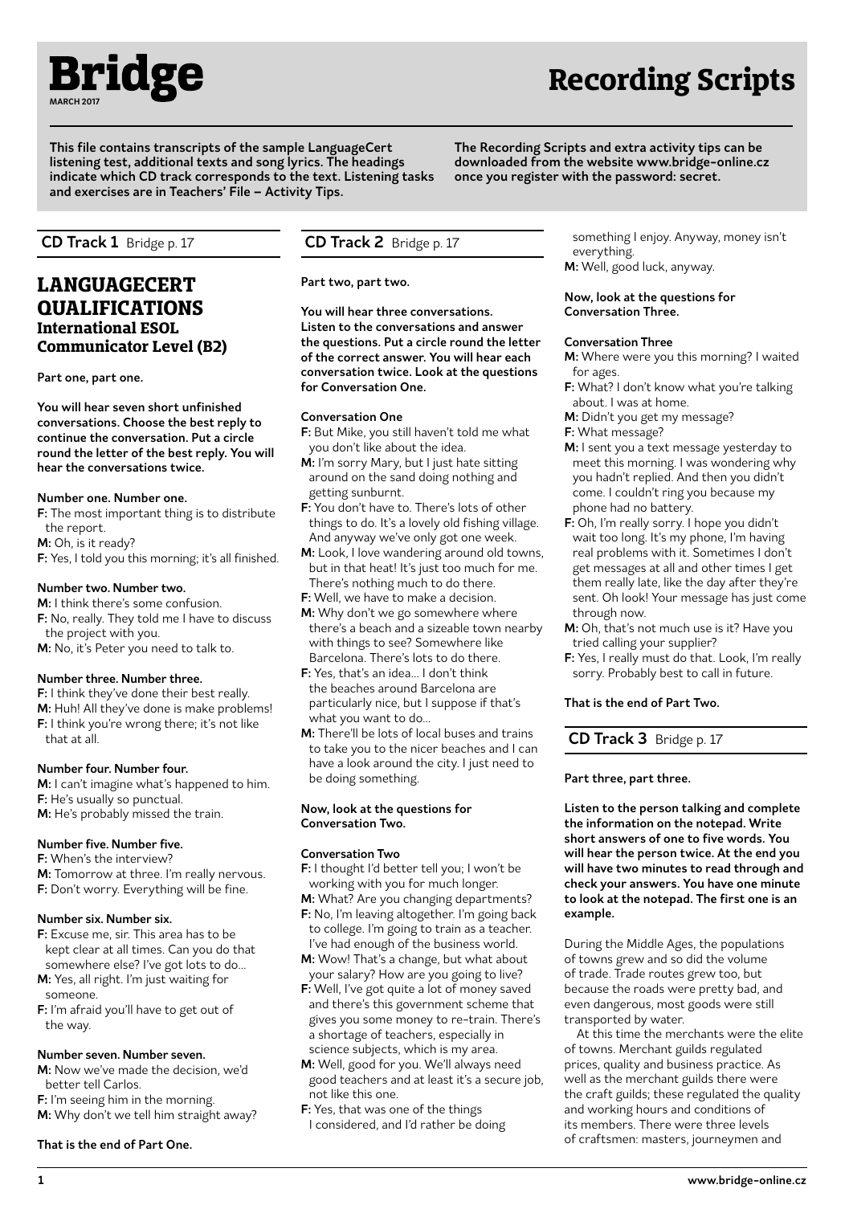# Bridge

**MARCH 2017**

# Recording Scripts

**This file contains transcripts of the sample LanguageCert listening test, additional texts and song lyrics. The headings indicate which CD track corresponds to the text. Listening tasks and exercises are in Teachers' File – Activity Tips.**

**The Recording Scripts and extra activity tips can be downloaded from the website www.bridge-online.cz once you register with the password: secret.**

## CD Track 1 Bridge p. 17

## LANGUAGECERT QUALIFICATIONS

### International ESOL Communicator Level (B2)

**Part one, part one.**

**You will hear seven short unfinished conversations. Choose the best reply to continue the conversation. Put a circle round the letter of the best reply. You will hear the conversations twice.**

**Number one. Number one.**

**F:** The most important thing is to distribute the report.
**M:** Oh, is it ready?
**F:** Yes, I told you this morning; it's all finished.

**Number two. Number two.**

**M:** I think there's some confusion.
**F:** No, really. They told me I have to discuss the project with you.
**M:** No, it's Peter you need to talk to.

**Number three. Number three.**

**F:** I think they've done their best really.
**M:** Huh! All they've done is make problems!
**F:** I think you're wrong there; it's not like that at all.

**Number four. Number four.**

**M:** I can't imagine what's happened to him.
**F:** He's usually so punctual.
**M:** He's probably missed the train.

**Number five. Number five.**

**F:** When's the interview?
**M:** Tomorrow at three. I'm really nervous.
**F:** Don't worry. Everything will be fine.

**Number six. Number six.**

**F:** Excuse me, sir. This area has to be kept clear at all times. Can you do that somewhere else? I've got lots to do...
**M:** Yes, all right. I'm just waiting for someone.
**F:** I'm afraid you'll have to get out of the way.

**Number seven. Number seven.**

**M:** Now we've made the decision, we'd better tell Carlos.
**F:** I'm seeing him in the morning.
**M:** Why don't we tell him straight away?

**That is the end of Part One.**

## CD Track 2 Bridge p. 17

**Part two, part two.**

**You will hear three conversations. Listen to the conversations and answer the questions. Put a circle round the letter of the correct answer. You will hear each conversation twice. Look at the questions for Conversation One.**

**Conversation One**

**F:** But Mike, you still haven't told me what you don't like about the idea.
**M:** I'm sorry Mary, but I just hate sitting around on the sand doing nothing and getting sunburnt.
**F:** You don't have to. There's lots of other things to do. It's a lovely old fishing village. And anyway we've only got one week.
**M:** Look, I love wandering around old towns, but in that heat! It's just too much for me. There's nothing much to do there.
**F:** Well, we have to make a decision.
**M:** Why don't we go somewhere where there's a beach and a sizeable town nearby with things to see? Somewhere like Barcelona. There's lots to do there.
**F:** Yes, that's an idea... I don't think the beaches around Barcelona are particularly nice, but I suppose if that's what you want to do...
**M:** There'll be lots of local buses and trains to take you to the nicer beaches and I can have a look around the city. I just need to be doing something.

**Now, look at the questions for Conversation Two.**

**Conversation Two**

**F:** I thought I'd better tell you; I won't be working with you for much longer.
**M:** What? Are you changing departments?
**F:** No, I'm leaving altogether. I'm going back to college. I'm going to train as a teacher. I've had enough of the business world.
**M:** Wow! That's a change, but what about your salary? How are you going to live?
**F:** Well, I've got quite a lot of money saved and there's this government scheme that gives you some money to re-train. There's a shortage of teachers, especially in science subjects, which is my area.
**M:** Well, good for you. We'll always need good teachers and at least it's a secure job, not like this one.
**F:** Yes, that was one of the things I considered, and I'd rather be doing something I enjoy. Anyway, money isn't everything.
**M:** Well, good luck, anyway.

**Now, look at the questions for Conversation Three.**

**Conversation Three**

**M:** Where were you this morning? I waited for ages.
**F:** What? I don't know what you're talking about. I was at home.
**M:** Didn't you get my message?
**F:** What message?
**M:** I sent you a text message yesterday to meet this morning. I was wondering why you hadn't replied. And then you didn't come. I couldn't ring you because my phone had no battery.
**F:** Oh, I'm really sorry. I hope you didn't wait too long. It's my phone, I'm having real problems with it. Sometimes I don't get messages at all and other times I get them really late, like the day after they're sent. Oh look! Your message has just come through now.
**M:** Oh, that's not much use is it? Have you tried calling your supplier?
**F:** Yes, I really must do that. Look, I'm really sorry. Probably best to call in future.

**That is the end of Part Two.**

## CD Track 3 Bridge p. 17

**Part three, part three.**

**Listen to the person talking and complete the information on the notepad. Write short answers of one to five words. You will hear the person twice. At the end you will have two minutes to read through and check your answers. You have one minute to look at the notepad. The first one is an example.**

During the Middle Ages, the populations of towns grew and so did the volume of trade. Trade routes grew too, but because the roads were pretty bad, and even dangerous, most goods were still transported by water.

At this time the merchants were the elite of towns. Merchant guilds regulated prices, quality and business practice. As well as the merchant guilds there were the craft guilds; these regulated the quality and working hours and conditions of its members. There were three levels of craftsmen: masters, journeymen and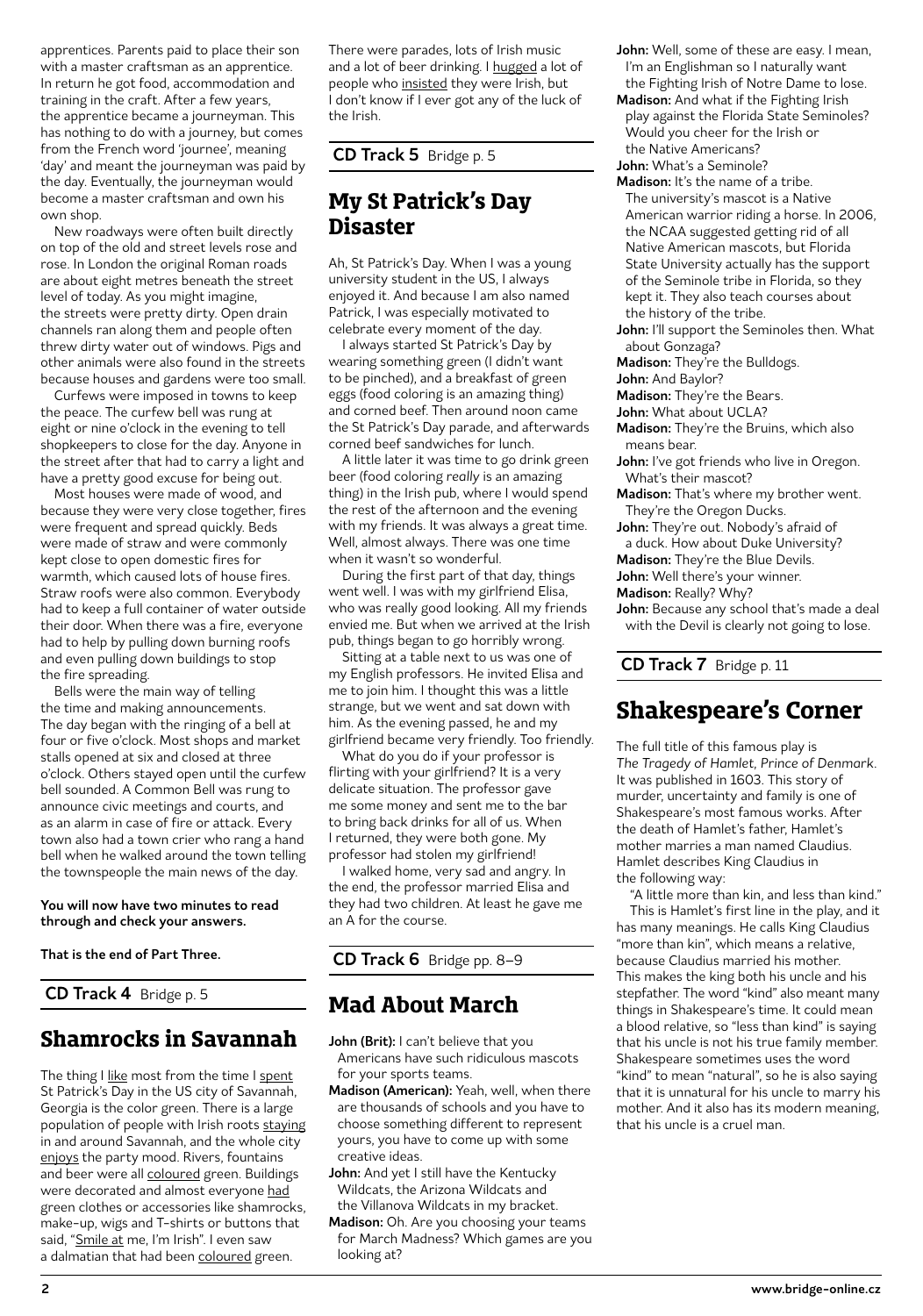apprentices. Parents paid to place their son with a master craftsman as an apprentice. In return he got food, accommodation and training in the craft. After a few years, the apprentice became a journeyman. This has nothing to do with a journey, but comes from the French word 'journee', meaning 'day' and meant the journeyman was paid by the day. Eventually, the journeyman would become a master craftsman and own his own shop.

New roadways were often built directly on top of the old and street levels rose and rose. In London the original Roman roads are about eight metres beneath the street level of today. As you might imagine, the streets were pretty dirty. Open drain channels ran along them and people often threw dirty water out of windows. Pigs and other animals were also found in the streets because houses and gardens were too small.

Curfews were imposed in towns to keep the peace. The curfew bell was rung at eight or nine o'clock in the evening to tell shopkeepers to close for the day. Anyone in the street after that had to carry a light and have a pretty good excuse for being out.

Most houses were made of wood, and because they were very close together, fires were frequent and spread quickly. Beds were made of straw and were commonly kept close to open domestic fires for warmth, which caused lots of house fires. Straw roofs were also common. Everybody had to keep a full container of water outside their door. When there was a fire, everyone had to help by pulling down burning roofs and even pulling down buildings to stop the fire spreading.

Bells were the main way of telling the time and making announcements. The day began with the ringing of a bell at four or five o'clock. Most shops and market stalls opened at six and closed at three o'clock. Others stayed open until the curfew bell sounded. A Common Bell was rung to announce civic meetings and courts, and as an alarm in case of fire or attack. Every town also had a town crier who rang a hand bell when he walked around the town telling the townspeople the main news of the day.

**You will now have two minutes to read through and check your answers.**

**That is the end of Part Three.**

**CD Track 4** Bridge p. 5

## Shamrocks in Savannah

The thing I like most from the time I spent St Patrick's Day in the US city of Savannah, Georgia is the color green. There is a large population of people with Irish roots staying in and around Savannah, and the whole city enjoys the party mood. Rivers, fountains and beer were all coloured green. Buildings were decorated and almost everyone had green clothes or accessories like shamrocks, make-up, wigs and T-shirts or buttons that said, "Smile at me, I'm Irish". I even saw a dalmatian that had been coloured green. There were parades, lots of Irish music and a lot of beer drinking. I hugged a lot of people who insisted they were Irish, but I don't know if I ever got any of the luck of the Irish.

**CD Track 5** Bridge p. 5

## My St Patrick's Day Disaster

Ah, St Patrick's Day. When I was a young university student in the US, I always enjoyed it. And because I am also named Patrick, I was especially motivated to celebrate every moment of the day.

I always started St Patrick's Day by wearing something green (I didn't want to be pinched), and a breakfast of green eggs (food coloring is an amazing thing) and corned beef. Then around noon came the St Patrick's Day parade, and afterwards corned beef sandwiches for lunch.

A little later it was time to go drink green beer (food coloring *really* is an amazing thing) in the Irish pub, where I would spend the rest of the afternoon and the evening with my friends. It was always a great time. Well, almost always. There was one time when it wasn't so wonderful.

During the first part of that day, things went well. I was with my girlfriend Elisa, who was really good looking. All my friends envied me. But when we arrived at the Irish pub, things began to go horribly wrong.

Sitting at a table next to us was one of my English professors. He invited Elisa and me to join him. I thought this was a little strange, but we went and sat down with him. As the evening passed, he and my girlfriend became very friendly. Too friendly.

What do you do if your professor is flirting with your girlfriend? It is a very delicate situation. The professor gave me some money and sent me to the bar to bring back drinks for all of us. When I returned, they were both gone. My professor had stolen my girlfriend!

I walked home, very sad and angry. In the end, the professor married Elisa and they had two children. At least he gave me an A for the course.

**CD Track 6** Bridge pp. 8–9

## Mad About March

**John (Brit):** I can't believe that you Americans have such ridiculous mascots for your sports teams.

**Madison (American):** Yeah, well, when there are thousands of schools and you have to choose something different to represent yours, you have to come up with some creative ideas.

**John:** And yet I still have the Kentucky Wildcats, the Arizona Wildcats and the Villanova Wildcats in my bracket.

**Madison:** Oh. Are you choosing your teams for March Madness? Which games are you looking at?

**John:** Well, some of these are easy. I mean, I'm an Englishman so I naturally want the Fighting Irish of Notre Dame to lose.

**Madison:** And what if the Fighting Irish play against the Florida State Seminoles? Would you cheer for the Irish or the Native Americans?

**John:** What's a Seminole?

**Madison:** It's the name of a tribe. The university's mascot is a Native American warrior riding a horse. In 2006, the NCAA suggested getting rid of all Native American mascots, but Florida State University actually has the support of the Seminole tribe in Florida, so they kept it. They also teach courses about the history of the tribe.

**John:** I'll support the Seminoles then. What about Gonzaga?

**Madison:** They're the Bulldogs.

**John:** And Baylor?

**Madison:** They're the Bears.

**John:** What about UCLA?

**Madison:** They're the Bruins, which also means bear.

**John:** I've got friends who live in Oregon. What's their mascot?

**Madison:** That's where my brother went. They're the Oregon Ducks.

**John:** They're out. Nobody's afraid of a duck. How about Duke University?

**Madison:** They're the Blue Devils.

**John:** Well there's your winner.

**Madison:** Really? Why?

**John:** Because any school that's made a deal with the Devil is clearly not going to lose.

**CD Track 7** Bridge p. 11

## Shakespeare's Corner

The full title of this famous play is *The Tragedy of Hamlet, Prince of Denmark*. It was published in 1603. This story of murder, uncertainty and family is one of Shakespeare's most famous works. After the death of Hamlet's father, Hamlet's mother marries a man named Claudius. Hamlet describes King Claudius in the following way:

"A little more than kin, and less than kind."

This is Hamlet's first line in the play, and it has many meanings. He calls King Claudius "more than kin", which means a relative, because Claudius married his mother. This makes the king both his uncle and his stepfather. The word "kind" also meant many things in Shakespeare's time. It could mean a blood relative, so "less than kind" is saying that his uncle is not his true family member. Shakespeare sometimes uses the word "kind" to mean "natural", so he is also saying that it is unnatural for his uncle to marry his mother. And it also has its modern meaning, that his uncle is a cruel man.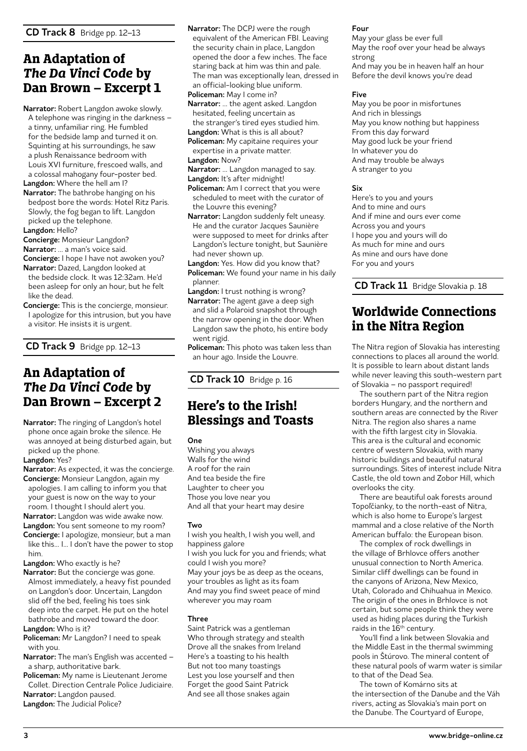**CD Track 8** Bridge pp. 12–13

## An Adaptation of *The Da Vinci Code* by Dan Brown – Excerpt 1

**Narrator:** Robert Langdon awoke slowly. A telephone was ringing in the darkness – a tinny, unfamiliar ring. He fumbled for the bedside lamp and turned it on. Squinting at his surroundings, he saw a plush Renaissance bedroom with Louis XVI furniture, frescoed walls, and a colossal mahogany four-poster bed.
**Langdon:** Where the hell am I?
**Narrator:** The bathrobe hanging on his bedpost bore the words: Hotel Ritz Paris. Slowly, the fog began to lift. Langdon picked up the telephone.
**Langdon:** Hello?
**Concierge:** Monsieur Langdon?
**Narrator:** … a man's voice said.
**Concierge:** I hope I have not awoken you?
**Narrator:** Dazed, Langdon looked at the bedside clock. It was 12:32am. He'd been asleep for only an hour, but he felt like the dead.
**Concierge:** This is the concierge, monsieur. I apologize for this intrusion, but you have a visitor. He insists it is urgent.

**CD Track 9** Bridge pp. 12–13

## An Adaptation of *The Da Vinci Code* by Dan Brown – Excerpt 2

**Narrator:** The ringing of Langdon's hotel phone once again broke the silence. He was annoyed at being disturbed again, but picked up the phone.
**Langdon:** Yes?
**Narrator:** As expected, it was the concierge.
**Concierge:** Monsieur Langdon, again my apologies. I am calling to inform you that your guest is now on the way to your room. I thought I should alert you.
**Narrator:** Langdon was wide awake now.
**Langdon:** You sent someone to my room?
**Concierge:** I apologize, monsieur, but a man like this… I… I don't have the power to stop him.
**Langdon:** Who exactly is he?
**Narrator:** But the concierge was gone. Almost immediately, a heavy fist pounded on Langdon's door. Uncertain, Langdon slid off the bed, feeling his toes sink deep into the carpet. He put on the hotel bathrobe and moved toward the door.
**Langdon:** Who is it?
**Policeman:** Mr Langdon? I need to speak with you.
**Narrator:** The man's English was accented – a sharp, authoritative bark.
**Policeman:** My name is Lieutenant Jerome Collet. Direction Centrale Police Judiciaire.
**Narrator:** Langdon paused.
**Langdon:** The Judicial Police?
**Narrator:** The DCPJ were the rough equivalent of the American FBI. Leaving the security chain in place, Langdon opened the door a few inches. The face staring back at him was thin and pale. The man was exceptionally lean, dressed in an official-looking blue uniform.
**Policeman:** May I come in?
**Narrator:** … the agent asked. Langdon hesitated, feeling uncertain as the stranger's tired eyes studied him.
**Langdon:** What is this is all about?
**Policeman:** My capitaine requires your expertise in a private matter.
**Langdon:** Now?
**Narrator:** … Langdon managed to say.
**Langdon:** It's after midnight!
**Policeman:** Am I correct that you were scheduled to meet with the curator of the Louvre this evening?
**Narrator:** Langdon suddenly felt uneasy. He and the curator Jacques Saunière were supposed to meet for drinks after Langdon's lecture tonight, but Saunière had never shown up.
**Langdon:** Yes. How did you know that?
**Policeman:** We found your name in his daily planner.
**Langdon:** I trust nothing is wrong?
**Narrator:** The agent gave a deep sigh and slid a Polaroid snapshot through the narrow opening in the door. When Langdon saw the photo, his entire body went rigid.
**Policeman:** This photo was taken less than an hour ago. Inside the Louvre.

**CD Track 10** Bridge p. 16

## Here's to the Irish! Blessings and Toasts

**One**

Wishing you always
Walls for the wind
A roof for the rain
And tea beside the fire
Laughter to cheer you
Those you love near you
And all that your heart may desire

**Two**

I wish you health, I wish you well, and happiness galore
I wish you luck for you and friends; what could I wish you more?
May your joys be as deep as the oceans, your troubles as light as its foam
And may you find sweet peace of mind wherever you may roam

**Three**

Saint Patrick was a gentleman
Who through strategy and stealth
Drove all the snakes from Ireland
Here's a toasting to his health
But not too many toastings
Lest you lose yourself and then
Forget the good Saint Patrick
And see all those snakes again

**Four**

May your glass be ever full
May the roof over your head be always strong
And may you be in heaven half an hour
Before the devil knows you're dead

**Five**

May you be poor in misfortunes
And rich in blessings
May you know nothing but happiness
From this day forward
May good luck be your friend
In whatever you do
And may trouble be always
A stranger to you

**Six**

Here's to you and yours
And to mine and ours
And if mine and ours ever come
Across you and yours
I hope you and yours will do
As much for mine and ours
As mine and ours have done
For you and yours

**CD Track 11** Bridge Slovakia p. 18

## Worldwide Connections in the Nitra Region

The Nitra region of Slovakia has interesting connections to places all around the world. It is possible to learn about distant lands while never leaving this south-western part of Slovakia – no passport required!

The southern part of the Nitra region borders Hungary, and the northern and southern areas are connected by the River Nitra. The region also shares a name with the fifth largest city in Slovakia. This area is the cultural and economic centre of western Slovakia, with many historic buildings and beautiful natural surroundings. Sites of interest include Nitra Castle, the old town and Zobor Hill, which overlooks the city.

There are beautiful oak forests around Topoľčianky, to the north-east of Nitra, which is also home to Europe's largest mammal and a close relative of the North American buffalo: the European bison.

The complex of rock dwellings in the village of Brhlovce offers another unusual connection to North America. Similar cliff dwellings can be found in the canyons of Arizona, New Mexico, Utah, Colorado and Chihuahua in Mexico. The origin of the ones in Brhlovce is not certain, but some people think they were used as hiding places during the Turkish raids in the 16th century.

You'll find a link between Slovakia and the Middle East in the thermal swimming pools in Štúrovo. The mineral content of these natural pools of warm water is similar to that of the Dead Sea.

The town of Komárno sits at the intersection of the Danube and the Váh rivers, acting as Slovakia's main port on the Danube. The Courtyard of Europe,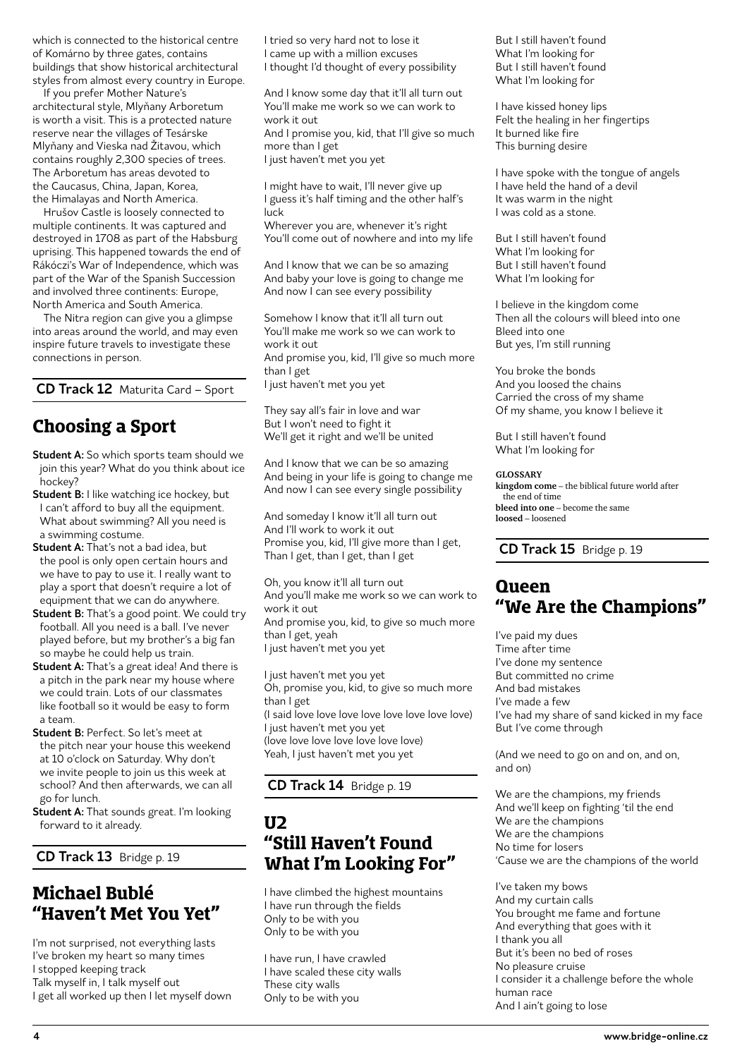which is connected to the historical centre of Komárno by three gates, contains buildings that show historical architectural styles from almost every country in Europe.

If you prefer Mother Nature's architectural style, Mlyňany Arboretum is worth a visit. This is a protected nature reserve near the villages of Tesárske Mlyňany and Vieska nad Žitavou, which contains roughly 2,300 species of trees. The Arboretum has areas devoted to the Caucasus, China, Japan, Korea, the Himalayas and North America.

Hrušov Castle is loosely connected to multiple continents. It was captured and destroyed in 1708 as part of the Habsburg uprising. This happened towards the end of Rákóczi's War of Independence, which was part of the War of the Spanish Succession and involved three continents: Europe, North America and South America.

The Nitra region can give you a glimpse into areas around the world, and may even inspire future travels to investigate these connections in person.

**CD Track 12** Maturita Card – Sport

## Choosing a Sport

**Student A:** So which sports team should we join this year? What do you think about ice hockey?

**Student B:** I like watching ice hockey, but I can't afford to buy all the equipment. What about swimming? All you need is a swimming costume.

**Student A:** That's not a bad idea, but the pool is only open certain hours and we have to pay to use it. I really want to play a sport that doesn't require a lot of equipment that we can do anywhere.

**Student B:** That's a good point. We could try football. All you need is a ball. I've never played before, but my brother's a big fan so maybe he could help us train.

**Student A:** That's a great idea! And there is a pitch in the park near my house where we could train. Lots of our classmates like football so it would be easy to form a team.

**Student B:** Perfect. So let's meet at the pitch near your house this weekend at 10 o'clock on Saturday. Why don't we invite people to join us this week at school? And then afterwards, we can all go for lunch.

**Student A:** That sounds great. I'm looking forward to it already.

**CD Track 13** Bridge p. 19

## Michael Bublé "Haven't Met You Yet"

I'm not surprised, not everything lasts
I've broken my heart so many times
I stopped keeping track
Talk myself in, I talk myself out
I get all worked up then I let myself down
I tried so very hard not to lose it
I came up with a million excuses
I thought I'd thought of every possibility

And I know some day that it'll all turn out
You'll make me work so we can work to work it out
And I promise you, kid, that I'll give so much more than I get
I just haven't met you yet

I might have to wait, I'll never give up
I guess it's half timing and the other half's luck
Wherever you are, whenever it's right
You'll come out of nowhere and into my life

And I know that we can be so amazing
And baby your love is going to change me
And now I can see every possibility

Somehow I know that it'll all turn out
You'll make me work so we can work to work it out
And promise you, kid, I'll give so much more than I get
I just haven't met you yet

They say all's fair in love and war
But I won't need to fight it
We'll get it right and we'll be united

And I know that we can be so amazing
And being in your life is going to change me
And now I can see every single possibility

And someday I know it'll all turn out
And I'll work to work it out
Promise you, kid, I'll give more than I get,
Than I get, than I get, than I get

Oh, you know it'll all turn out
And you'll make me work so we can work to work it out
And promise you, kid, to give so much more than I get, yeah
I just haven't met you yet

I just haven't met you yet
Oh, promise you, kid, to give so much more than I get
(I said love love love love love love love love)
I just haven't met you yet
(love love love love love love love)
Yeah, I just haven't met you yet

**CD Track 14** Bridge p. 19

## U2 "Still Haven't Found What I'm Looking For"

I have climbed the highest mountains
I have run through the fields
Only to be with you
Only to be with you

I have run, I have crawled
I have scaled these city walls
These city walls
Only to be with you

But I still haven't found
What I'm looking for
But I still haven't found
What I'm looking for

I have kissed honey lips
Felt the healing in her fingertips
It burned like fire
This burning desire

I have spoke with the tongue of angels
I have held the hand of a devil
It was warm in the night
I was cold as a stone.

But I still haven't found
What I'm looking for
But I still haven't found
What I'm looking for

I believe in the kingdom come
Then all the colours will bleed into one
Bleed into one
But yes, I'm still running

You broke the bonds
And you loosed the chains
Carried the cross of my shame
Of my shame, you know I believe it

But I still haven't found
What I'm looking for

**GLOSSARY**
**kingdom come** – the biblical future world after the end of time
**bleed into one** – become the same
**loosed** – loosened

**CD Track 15** Bridge p. 19

## Queen "We Are the Champions"

I've paid my dues
Time after time
I've done my sentence
But committed no crime
And bad mistakes
I've made a few
I've had my share of sand kicked in my face
But I've come through

(And we need to go on and on, and on, and on)

We are the champions, my friends
And we'll keep on fighting 'til the end
We are the champions
We are the champions
No time for losers
'Cause we are the champions of the world

I've taken my bows
And my curtain calls
You brought me fame and fortune
And everything that goes with it
I thank you all
But it's been no bed of roses
No pleasure cruise
I consider it a challenge before the whole human race
And I ain't going to lose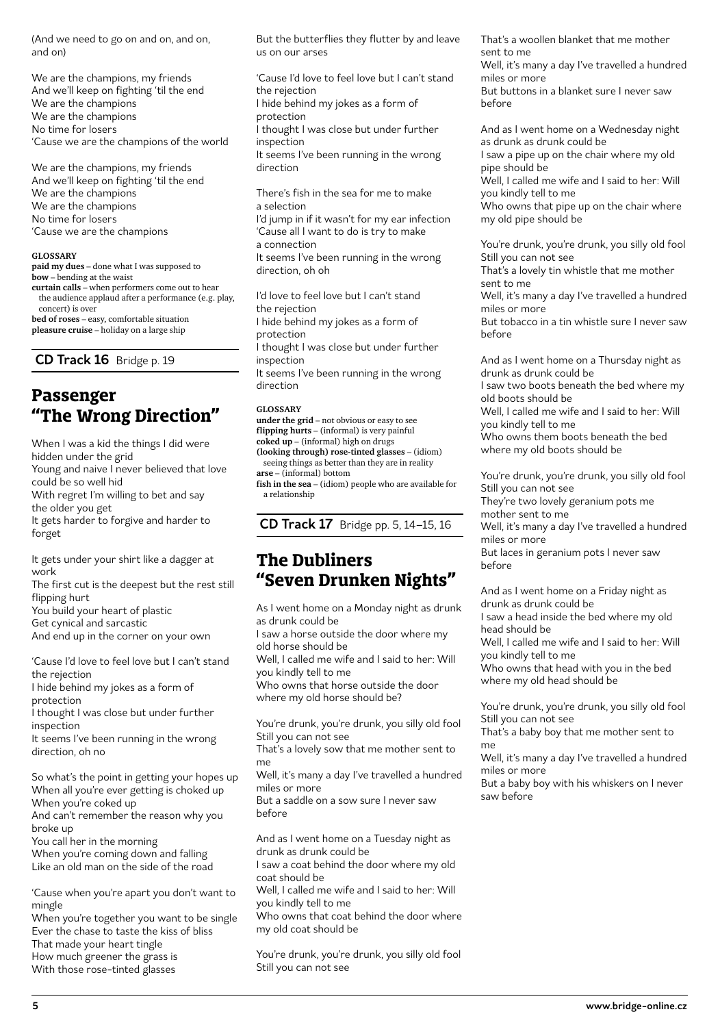(And we need to go on and on, and on, and on)

We are the champions, my friends
And we'll keep on fighting 'til the end
We are the champions
We are the champions
No time for losers
'Cause we are the champions of the world

We are the champions, my friends
And we'll keep on fighting 'til the end
We are the champions
We are the champions
No time for losers
'Cause we are the champions

**GLOSSARY**
**paid my dues** – done what I was supposed to
**bow** – bending at the waist
**curtain calls** – when performers come out to hear the audience applaud after a performance (e.g. play, concert) is over
**bed of roses** – easy, comfortable situation
**pleasure cruise** – holiday on a large ship

**CD Track 16** Bridge p. 19

## Passenger "The Wrong Direction"

When I was a kid the things I did were hidden under the grid
Young and naive I never believed that love could be so well hid
With regret I'm willing to bet and say the older you get
It gets harder to forgive and harder to forget

It gets under your shirt like a dagger at work
The first cut is the deepest but the rest still flipping hurt
You build your heart of plastic
Get cynical and sarcastic
And end up in the corner on your own

'Cause I'd love to feel love but I can't stand the rejection
I hide behind my jokes as a form of protection
I thought I was close but under further inspection
It seems I've been running in the wrong direction, oh no

So what's the point in getting your hopes up
When all you're ever getting is choked up
When you're coked up
And can't remember the reason why you broke up
You call her in the morning
When you're coming down and falling
Like an old man on the side of the road

'Cause when you're apart you don't want to mingle
When you're together you want to be single
Ever the chase to taste the kiss of bliss
That made your heart tingle
How much greener the grass is
With those rose-tinted glasses
But the butterflies they flutter by and leave us on our arses

'Cause I'd love to feel love but I can't stand the rejection
I hide behind my jokes as a form of protection
I thought I was close but under further inspection
It seems I've been running in the wrong direction

There's fish in the sea for me to make a selection
I'd jump in if it wasn't for my ear infection
'Cause all I want to do is try to make a connection
It seems I've been running in the wrong direction, oh oh

I'd love to feel love but I can't stand the rejection
I hide behind my jokes as a form of protection
I thought I was close but under further inspection
It seems I've been running in the wrong direction

**GLOSSARY**
**under the grid** – not obvious or easy to see
**flipping hurts** – (informal) is very painful
**coked up** – (informal) high on drugs
**(looking through) rose-tinted glasses** – (idiom) seeing things as better than they are in reality
**arse** – (informal) bottom
**fish in the sea** – (idiom) people who are available for a relationship

**CD Track 17** Bridge pp. 5, 14–15, 16

## The Dubliners "Seven Drunken Nights"

As I went home on a Monday night as drunk as drunk could be
I saw a horse outside the door where my old horse should be
Well, I called me wife and I said to her: Will you kindly tell to me
Who owns that horse outside the door where my old horse should be?

You're drunk, you're drunk, you silly old fool
Still you can not see
That's a lovely sow that me mother sent to me
Well, it's many a day I've travelled a hundred miles or more
But a saddle on a sow sure I never saw before

And as I went home on a Tuesday night as drunk as drunk could be
I saw a coat behind the door where my old coat should be
Well, I called me wife and I said to her: Will you kindly tell to me
Who owns that coat behind the door where my old coat should be

You're drunk, you're drunk, you silly old fool
Still you can not see
That's a woollen blanket that me mother sent to me
Well, it's many a day I've travelled a hundred miles or more
But buttons in a blanket sure I never saw before

And as I went home on a Wednesday night as drunk as drunk could be
I saw a pipe up on the chair where my old pipe should be
Well, I called me wife and I said to her: Will you kindly tell to me
Who owns that pipe up on the chair where my old pipe should be

You're drunk, you're drunk, you silly old fool
Still you can not see
That's a lovely tin whistle that me mother sent to me
Well, it's many a day I've travelled a hundred miles or more
But tobacco in a tin whistle sure I never saw before

And as I went home on a Thursday night as drunk as drunk could be
I saw two boots beneath the bed where my old boots should be
Well, I called me wife and I said to her: Will you kindly tell to me
Who owns them boots beneath the bed where my old boots should be

You're drunk, you're drunk, you silly old fool
Still you can not see
They're two lovely geranium pots me mother sent to me
Well, it's many a day I've travelled a hundred miles or more
But laces in geranium pots I never saw before

And as I went home on a Friday night as drunk as drunk could be
I saw a head inside the bed where my old head should be
Well, I called me wife and I said to her: Will you kindly tell to me
Who owns that head with you in the bed where my old head should be

You're drunk, you're drunk, you silly old fool
Still you can not see
That's a baby boy that me mother sent to me
Well, it's many a day I've travelled a hundred miles or more
But a baby boy with his whiskers on I never saw before